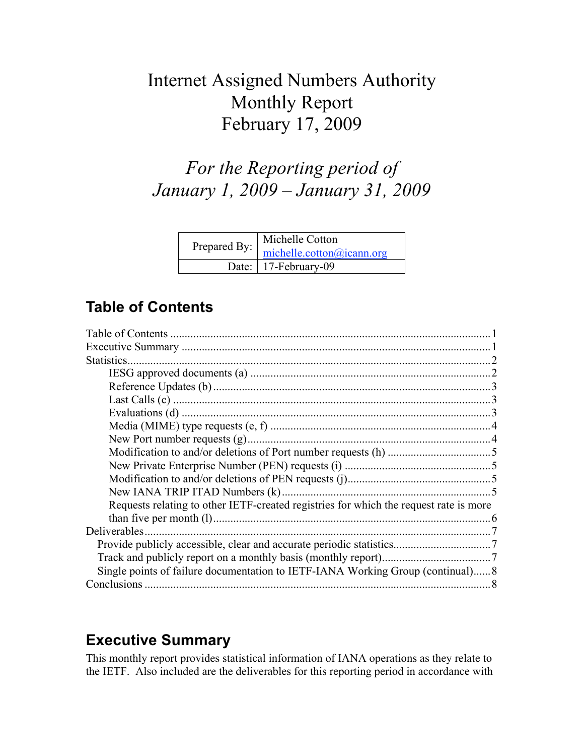# Internet Assigned Numbers Authority Monthly Report February 17, 2009

*For the Reporting period of January 1, 2009 – January 31, 2009*

| Prepared By: | Michelle Cotton<br>michelle.cotton@icann.org |
|---:|---|
| Date: | 17-February-09 |

## Table of Contents

Table of Contents ........................................................ 1
Executive Summary ........................................................ 1
Statistics ........................................................ 2
- IESG approved documents (a) ........................................................ 2
- Reference Updates (b) ........................................................ 3
- Last Calls (c) ........................................................ 3
- Evaluations (d) ........................................................ 3
- Media (MIME) type requests (e, f) ........................................................ 4
- New Port number requests (g) ........................................................ 4
- Modification to and/or deletions of Port number requests (h) ........................................................ 5
- New Private Enterprise Number (PEN) requests (i) ........................................................ 5
- Modification to and/or deletions of PEN requests (j) ........................................................ 5
- New IANA TRIP ITAD Numbers (k) ........................................................ 5
- Requests relating to other IETF-created registries for which the request rate is more than five per month (l) ........................................................ 6

Deliverables ........................................................ 7
- Provide publicly accessible, clear and accurate periodic statistics ........................................................ 7
- Track and publicly report on a monthly basis (monthly report) ........................................................ 7
- Single points of failure documentation to IETF-IANA Working Group (continual) ........................................................ 8

Conclusions ........................................................ 8

## Executive Summary

This monthly report provides statistical information of IANA operations as they relate to the IETF. Also included are the deliverables for this reporting period in accordance with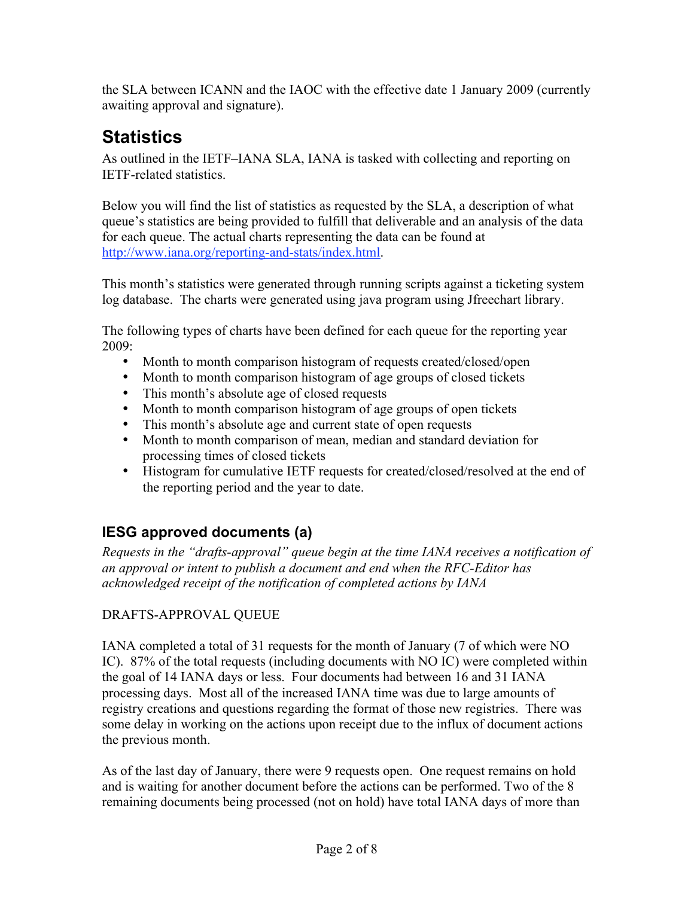the SLA between ICANN and the IAOC with the effective date 1 January 2009 (currently awaiting approval and signature).

# Statistics

As outlined in the IETF–IANA SLA, IANA is tasked with collecting and reporting on IETF-related statistics.

Below you will find the list of statistics as requested by the SLA, a description of what queue's statistics are being provided to fulfill that deliverable and an analysis of the data for each queue. The actual charts representing the data can be found at http://www.iana.org/reporting-and-stats/index.html.

This month's statistics were generated through running scripts against a ticketing system log database. The charts were generated using java program using Jfreechart library.

The following types of charts have been defined for each queue for the reporting year 2009:

- Month to month comparison histogram of requests created/closed/open
- Month to month comparison histogram of age groups of closed tickets
- This month's absolute age of closed requests
- Month to month comparison histogram of age groups of open tickets
- This month's absolute age and current state of open requests
- Month to month comparison of mean, median and standard deviation for processing times of closed tickets
- Histogram for cumulative IETF requests for created/closed/resolved at the end of the reporting period and the year to date.

## IESG approved documents (a)

*Requests in the "drafts-approval" queue begin at the time IANA receives a notification of an approval or intent to publish a document and end when the RFC-Editor has acknowledged receipt of the notification of completed actions by IANA*

DRAFTS-APPROVAL QUEUE

IANA completed a total of 31 requests for the month of January (7 of which were NO IC). 87% of the total requests (including documents with NO IC) were completed within the goal of 14 IANA days or less. Four documents had between 16 and 31 IANA processing days. Most all of the increased IANA time was due to large amounts of registry creations and questions regarding the format of those new registries. There was some delay in working on the actions upon receipt due to the influx of document actions the previous month.

As of the last day of January, there were 9 requests open. One request remains on hold and is waiting for another document before the actions can be performed. Two of the 8 remaining documents being processed (not on hold) have total IANA days of more than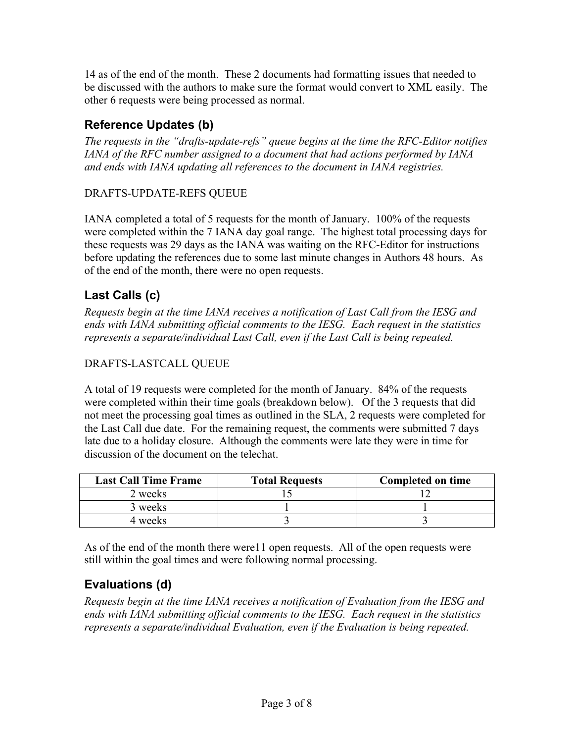14 as of the end of the month. These 2 documents had formatting issues that needed to be discussed with the authors to make sure the format would convert to XML easily. The other 6 requests were being processed as normal.

## Reference Updates (b)

*The requests in the "drafts-update-refs" queue begins at the time the RFC-Editor notifies IANA of the RFC number assigned to a document that had actions performed by IANA and ends with IANA updating all references to the document in IANA registries.*

DRAFTS-UPDATE-REFS QUEUE

IANA completed a total of 5 requests for the month of January. 100% of the requests were completed within the 7 IANA day goal range. The highest total processing days for these requests was 29 days as the IANA was waiting on the RFC-Editor for instructions before updating the references due to some last minute changes in Authors 48 hours. As of the end of the month, there were no open requests.

## Last Calls (c)

*Requests begin at the time IANA receives a notification of Last Call from the IESG and ends with IANA submitting official comments to the IESG. Each request in the statistics represents a separate/individual Last Call, even if the Last Call is being repeated.*

DRAFTS-LASTCALL QUEUE

A total of 19 requests were completed for the month of January. 84% of the requests were completed within their time goals (breakdown below). Of the 3 requests that did not meet the processing goal times as outlined in the SLA, 2 requests were completed for the Last Call due date. For the remaining request, the comments were submitted 7 days late due to a holiday closure. Although the comments were late they were in time for discussion of the document on the telechat.

| Last Call Time Frame | Total Requests | Completed on time |
|---|---|---|
| 2 weeks | 15 | 12 |
| 3 weeks | 1 | 1 |
| 4 weeks | 3 | 3 |

As of the end of the month there were11 open requests. All of the open requests were still within the goal times and were following normal processing.

## Evaluations (d)

*Requests begin at the time IANA receives a notification of Evaluation from the IESG and ends with IANA submitting official comments to the IESG. Each request in the statistics represents a separate/individual Evaluation, even if the Evaluation is being repeated.*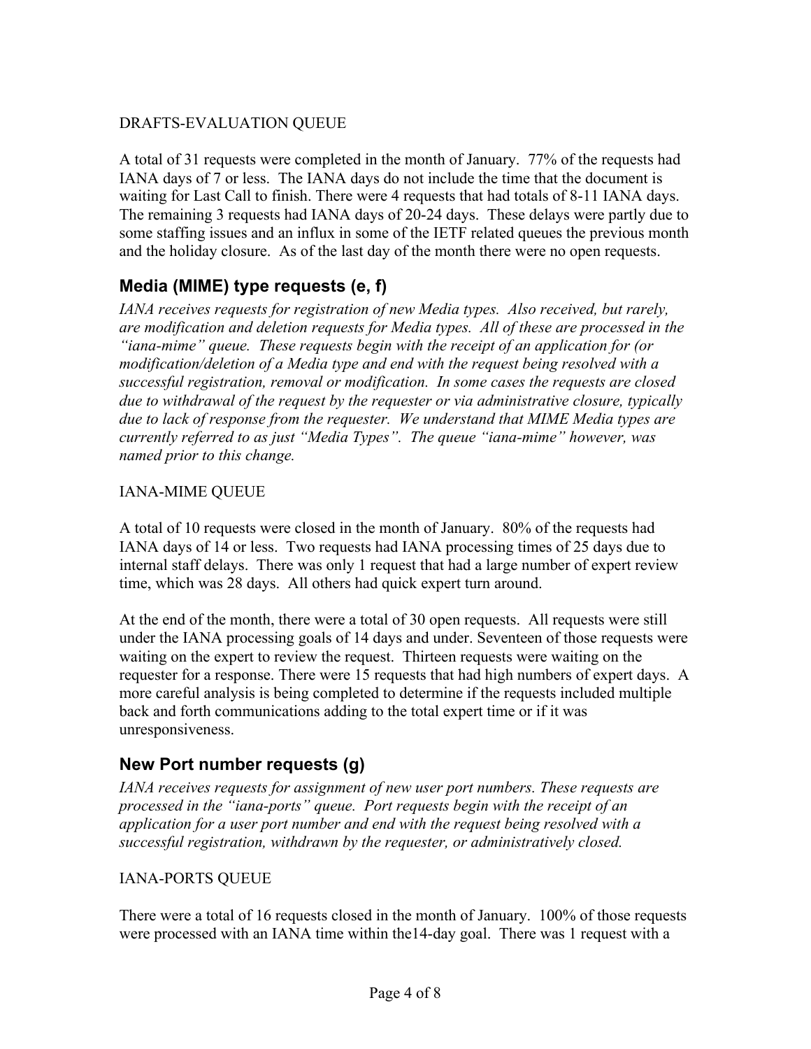DRAFTS-EVALUATION QUEUE

A total of 31 requests were completed in the month of January. 77% of the requests had IANA days of 7 or less. The IANA days do not include the time that the document is waiting for Last Call to finish. There were 4 requests that had totals of 8-11 IANA days. The remaining 3 requests had IANA days of 20-24 days. These delays were partly due to some staffing issues and an influx in some of the IETF related queues the previous month and the holiday closure. As of the last day of the month there were no open requests.

## Media (MIME) type requests (e, f)

*IANA receives requests for registration of new Media types. Also received, but rarely, are modification and deletion requests for Media types. All of these are processed in the "iana-mime" queue. These requests begin with the receipt of an application for (or modification/deletion of a Media type and end with the request being resolved with a successful registration, removal or modification. In some cases the requests are closed due to withdrawal of the request by the requester or via administrative closure, typically due to lack of response from the requester. We understand that MIME Media types are currently referred to as just "Media Types". The queue "iana-mime" however, was named prior to this change.*

IANA-MIME QUEUE

A total of 10 requests were closed in the month of January. 80% of the requests had IANA days of 14 or less. Two requests had IANA processing times of 25 days due to internal staff delays. There was only 1 request that had a large number of expert review time, which was 28 days. All others had quick expert turn around.

At the end of the month, there were a total of 30 open requests. All requests were still under the IANA processing goals of 14 days and under. Seventeen of those requests were waiting on the expert to review the request. Thirteen requests were waiting on the requester for a response. There were 15 requests that had high numbers of expert days. A more careful analysis is being completed to determine if the requests included multiple back and forth communications adding to the total expert time or if it was unresponsiveness.

## New Port number requests (g)

*IANA receives requests for assignment of new user port numbers. These requests are processed in the "iana-ports" queue. Port requests begin with the receipt of an application for a user port number and end with the request being resolved with a successful registration, withdrawn by the requester, or administratively closed.*

IANA-PORTS QUEUE

There were a total of 16 requests closed in the month of January. 100% of those requests were processed with an IANA time within the14-day goal. There was 1 request with a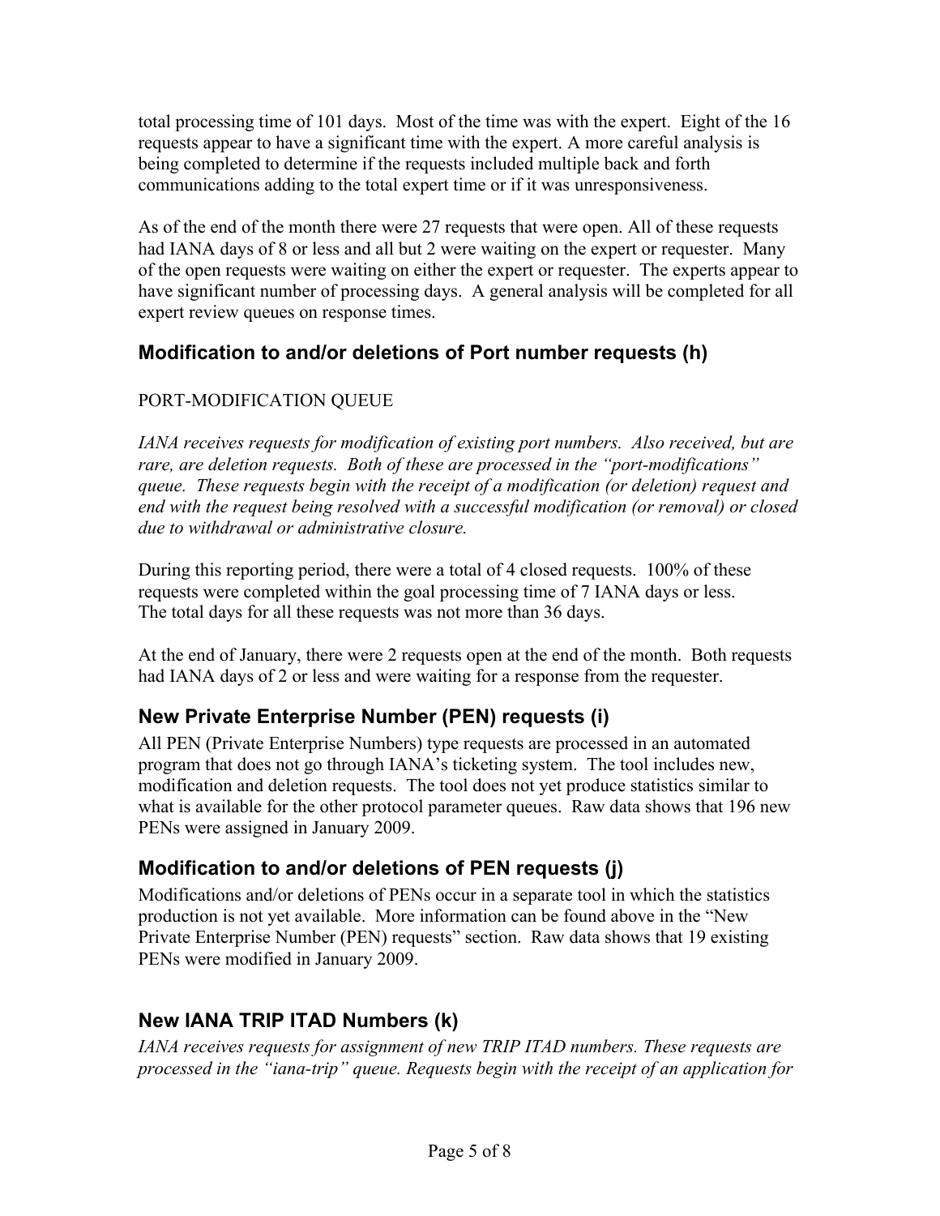total processing time of 101 days. Most of the time was with the expert. Eight of the 16 requests appear to have a significant time with the expert. A more careful analysis is being completed to determine if the requests included multiple back and forth communications adding to the total expert time or if it was unresponsiveness.

As of the end of the month there were 27 requests that were open. All of these requests had IANA days of 8 or less and all but 2 were waiting on the expert or requester. Many of the open requests were waiting on either the expert or requester. The experts appear to have significant number of processing days. A general analysis will be completed for all expert review queues on response times.

## Modification to and/or deletions of Port number requests (h)

PORT-MODIFICATION QUEUE

*IANA receives requests for modification of existing port numbers. Also received, but are rare, are deletion requests. Both of these are processed in the "port-modifications" queue. These requests begin with the receipt of a modification (or deletion) request and end with the request being resolved with a successful modification (or removal) or closed due to withdrawal or administrative closure.*

During this reporting period, there were a total of 4 closed requests. 100% of these requests were completed within the goal processing time of 7 IANA days or less. The total days for all these requests was not more than 36 days.

At the end of January, there were 2 requests open at the end of the month. Both requests had IANA days of 2 or less and were waiting for a response from the requester.

## New Private Enterprise Number (PEN) requests (i)

All PEN (Private Enterprise Numbers) type requests are processed in an automated program that does not go through IANA's ticketing system. The tool includes new, modification and deletion requests. The tool does not yet produce statistics similar to what is available for the other protocol parameter queues. Raw data shows that 196 new PENs were assigned in January 2009.

## Modification to and/or deletions of PEN requests (j)

Modifications and/or deletions of PENs occur in a separate tool in which the statistics production is not yet available. More information can be found above in the "New Private Enterprise Number (PEN) requests" section. Raw data shows that 19 existing PENs were modified in January 2009.

## New IANA TRIP ITAD Numbers (k)

*IANA receives requests for assignment of new TRIP ITAD numbers. These requests are processed in the "iana-trip" queue. Requests begin with the receipt of an application for*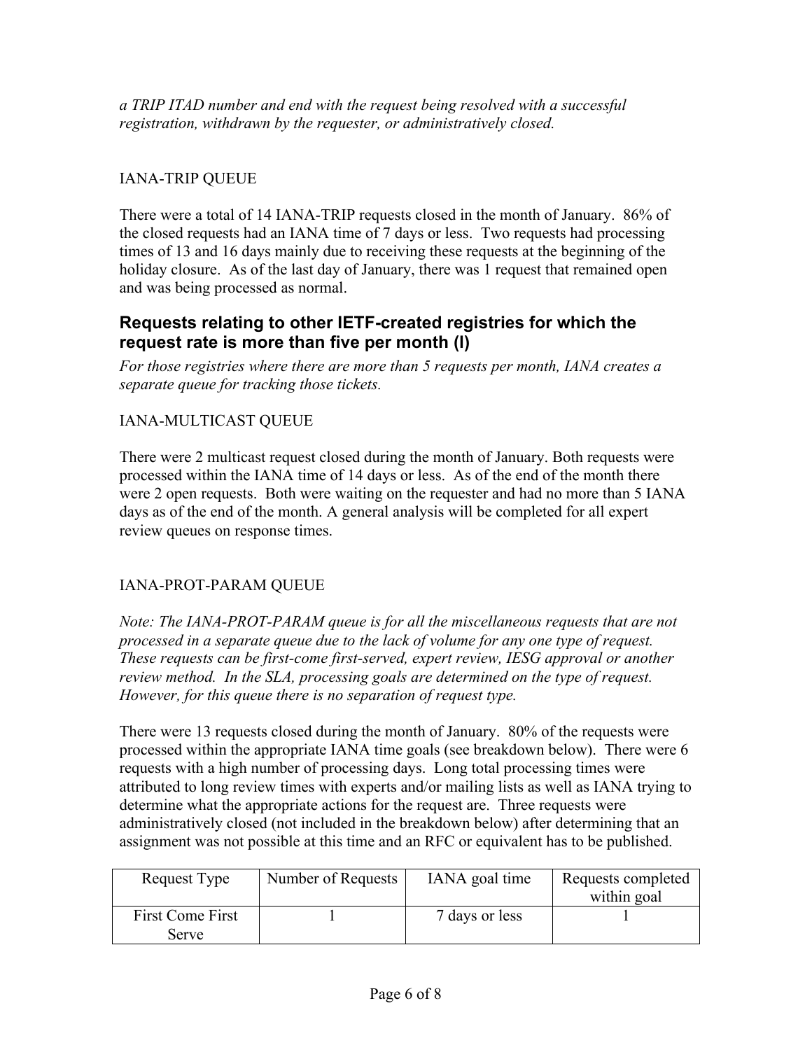*a TRIP ITAD number and end with the request being resolved with a successful registration, withdrawn by the requester, or administratively closed.*

IANA-TRIP QUEUE

There were a total of 14 IANA-TRIP requests closed in the month of January. 86% of the closed requests had an IANA time of 7 days or less. Two requests had processing times of 13 and 16 days mainly due to receiving these requests at the beginning of the holiday closure. As of the last day of January, there was 1 request that remained open and was being processed as normal.

## Requests relating to other IETF-created registries for which the request rate is more than five per month (I)

*For those registries where there are more than 5 requests per month, IANA creates a separate queue for tracking those tickets.*

IANA-MULTICAST QUEUE

There were 2 multicast request closed during the month of January. Both requests were processed within the IANA time of 14 days or less. As of the end of the month there were 2 open requests. Both were waiting on the requester and had no more than 5 IANA days as of the end of the month. A general analysis will be completed for all expert review queues on response times.

IANA-PROT-PARAM QUEUE

*Note: The IANA-PROT-PARAM queue is for all the miscellaneous requests that are not processed in a separate queue due to the lack of volume for any one type of request. These requests can be first-come first-served, expert review, IESG approval or another review method. In the SLA, processing goals are determined on the type of request. However, for this queue there is no separation of request type.*

There were 13 requests closed during the month of January. 80% of the requests were processed within the appropriate IANA time goals (see breakdown below). There were 6 requests with a high number of processing days. Long total processing times were attributed to long review times with experts and/or mailing lists as well as IANA trying to determine what the appropriate actions for the request are. Three requests were administratively closed (not included in the breakdown below) after determining that an assignment was not possible at this time and an RFC or equivalent has to be published.

| Request Type | Number of Requests | IANA goal time | Requests completed within goal |
| --- | --- | --- | --- |
| First Come First Serve | 1 | 7 days or less | 1 |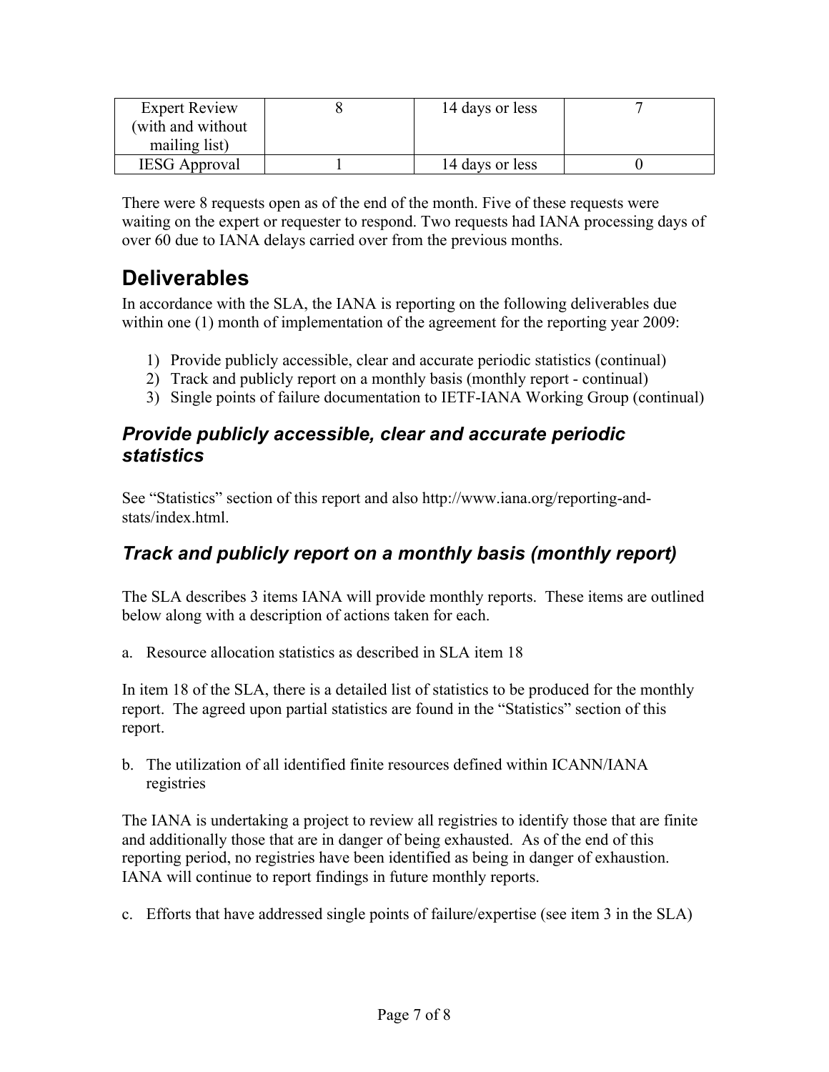| Expert Review (with and without mailing list) | 8 | 14 days or less | 7 |
|---|---|---|---|
| IESG Approval | 1 | 14 days or less | 0 |

There were 8 requests open as of the end of the month. Five of these requests were waiting on the expert or requester to respond. Two requests had IANA processing days of over 60 due to IANA delays carried over from the previous months.

## Deliverables

In accordance with the SLA, the IANA is reporting on the following deliverables due within one (1) month of implementation of the agreement for the reporting year 2009:

1) Provide publicly accessible, clear and accurate periodic statistics (continual)
2) Track and publicly report on a monthly basis (monthly report - continual)
3) Single points of failure documentation to IETF-IANA Working Group (continual)

### *Provide publicly accessible, clear and accurate periodic statistics*

See "Statistics" section of this report and also http://www.iana.org/reporting-and-stats/index.html.

### *Track and publicly report on a monthly basis (monthly report)*

The SLA describes 3 items IANA will provide monthly reports. These items are outlined below along with a description of actions taken for each.

a. Resource allocation statistics as described in SLA item 18

In item 18 of the SLA, there is a detailed list of statistics to be produced for the monthly report. The agreed upon partial statistics are found in the "Statistics" section of this report.

b. The utilization of all identified finite resources defined within ICANN/IANA registries

The IANA is undertaking a project to review all registries to identify those that are finite and additionally those that are in danger of being exhausted. As of the end of this reporting period, no registries have been identified as being in danger of exhaustion. IANA will continue to report findings in future monthly reports.

c. Efforts that have addressed single points of failure/expertise (see item 3 in the SLA)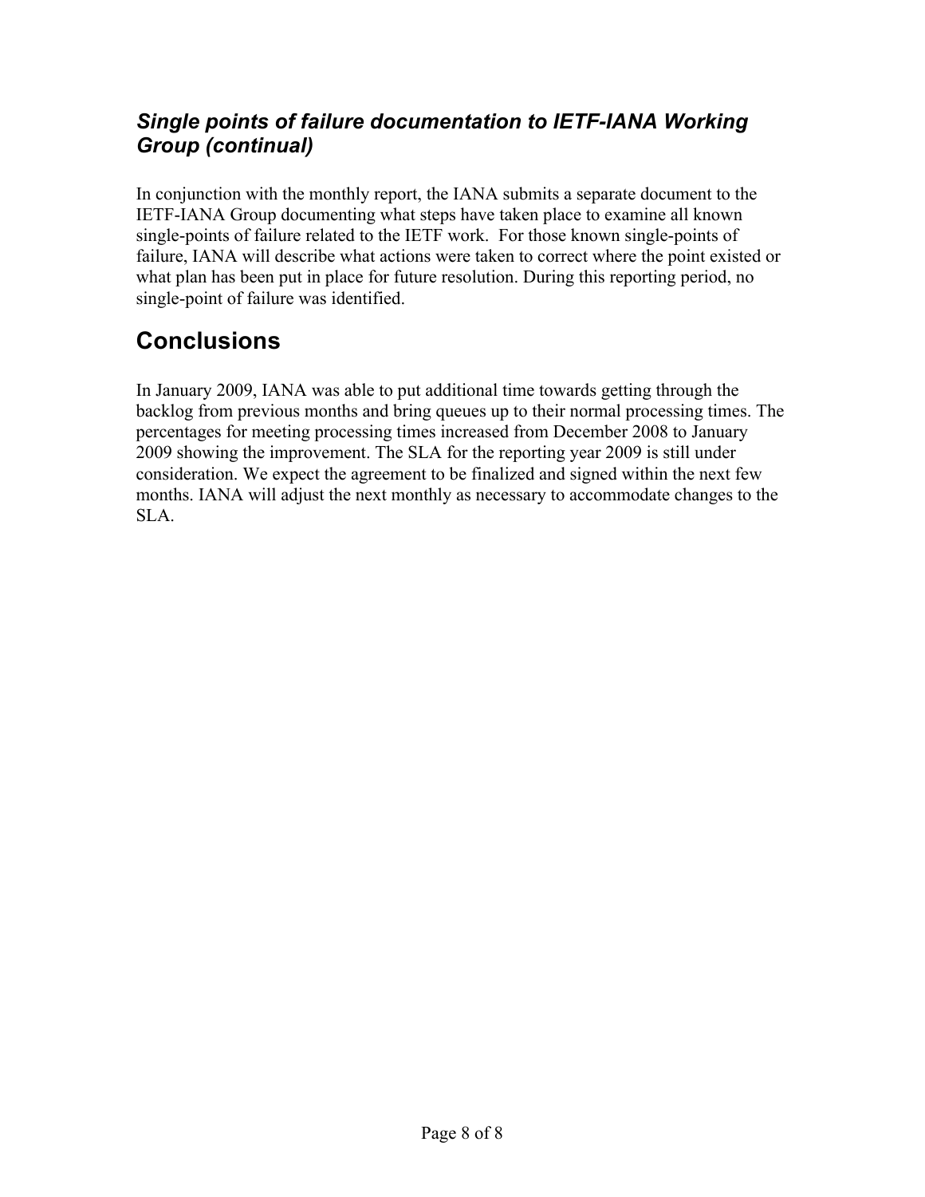### *Single points of failure documentation to IETF-IANA Working Group (continual)*

In conjunction with the monthly report, the IANA submits a separate document to the IETF-IANA Group documenting what steps have taken place to examine all known single-points of failure related to the IETF work. For those known single-points of failure, IANA will describe what actions were taken to correct where the point existed or what plan has been put in place for future resolution. During this reporting period, no single-point of failure was identified.

## Conclusions

In January 2009, IANA was able to put additional time towards getting through the backlog from previous months and bring queues up to their normal processing times. The percentages for meeting processing times increased from December 2008 to January 2009 showing the improvement. The SLA for the reporting year 2009 is still under consideration. We expect the agreement to be finalized and signed within the next few months. IANA will adjust the next monthly as necessary to accommodate changes to the SLA.